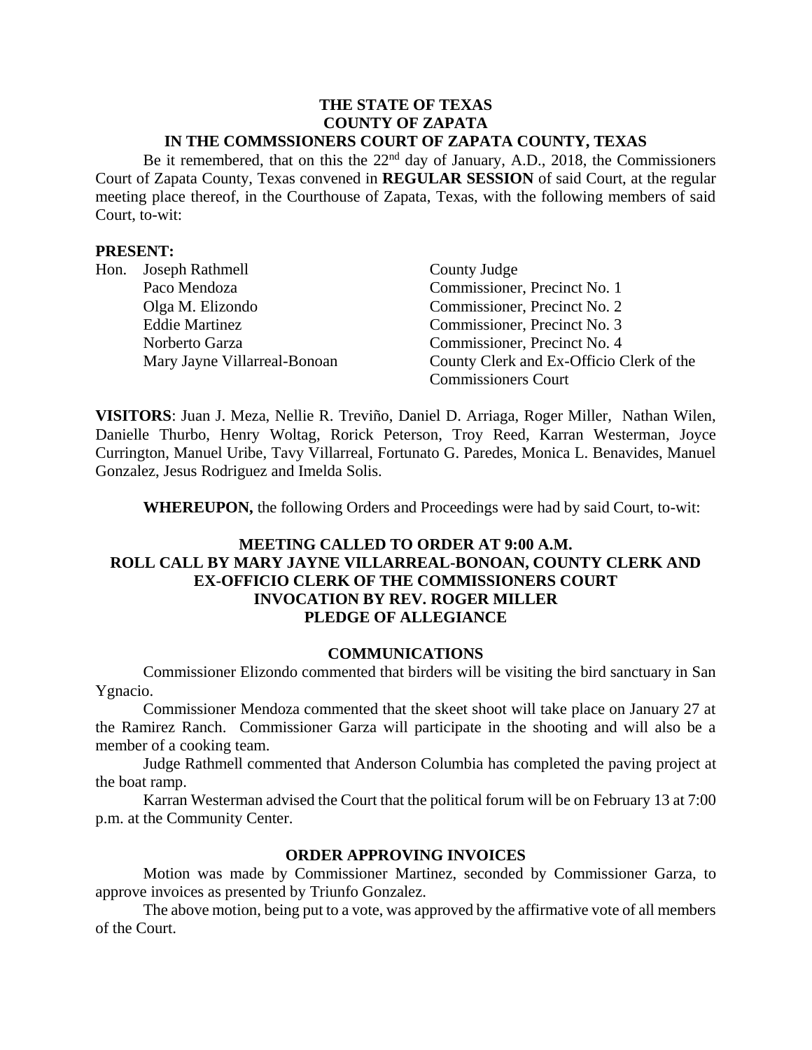**THE STATE OF TEXAS**
**COUNTY OF ZAPATA**
**IN THE COMMSSIONERS COURT OF ZAPATA COUNTY, TEXAS**

Be it remembered, that on this the 22nd day of January, A.D., 2018, the Commissioners Court of Zapata County, Texas convened in **REGULAR SESSION** of said Court, at the regular meeting place thereof, in the Courthouse of Zapata, Texas, with the following members of said Court, to-wit:

**PRESENT:**

| | |
|---|---|
| Hon. Joseph Rathmell | County Judge |
| Paco Mendoza | Commissioner, Precinct No. 1 |
| Olga M. Elizondo | Commissioner, Precinct No. 2 |
| Eddie Martinez | Commissioner, Precinct No. 3 |
| Norberto Garza | Commissioner, Precinct No. 4 |
| Mary Jayne Villarreal-Bonoan | County Clerk and Ex-Officio Clerk of the Commissioners Court |

**VISITORS**: Juan J. Meza, Nellie R. Treviño, Daniel D. Arriaga, Roger Miller, Nathan Wilen, Danielle Thurbo, Henry Woltag, Rorick Peterson, Troy Reed, Karran Westerman, Joyce Currington, Manuel Uribe, Tavy Villarreal, Fortunato G. Paredes, Monica L. Benavides, Manuel Gonzalez, Jesus Rodriguez and Imelda Solis.

**WHEREUPON,** the following Orders and Proceedings were had by said Court, to-wit:

**MEETING CALLED TO ORDER AT 9:00 A.M.**
**ROLL CALL BY MARY JAYNE VILLARREAL-BONOAN, COUNTY CLERK AND EX-OFFICIO CLERK OF THE COMMISSIONERS COURT**
**INVOCATION BY REV. ROGER MILLER**
**PLEDGE OF ALLEGIANCE**

**COMMUNICATIONS**

Commissioner Elizondo commented that birders will be visiting the bird sanctuary in San Ygnacio.

Commissioner Mendoza commented that the skeet shoot will take place on January 27 at the Ramirez Ranch. Commissioner Garza will participate in the shooting and will also be a member of a cooking team.

Judge Rathmell commented that Anderson Columbia has completed the paving project at the boat ramp.

Karran Westerman advised the Court that the political forum will be on February 13 at 7:00 p.m. at the Community Center.

**ORDER APPROVING INVOICES**

Motion was made by Commissioner Martinez, seconded by Commissioner Garza, to approve invoices as presented by Triunfo Gonzalez.

The above motion, being put to a vote, was approved by the affirmative vote of all members of the Court.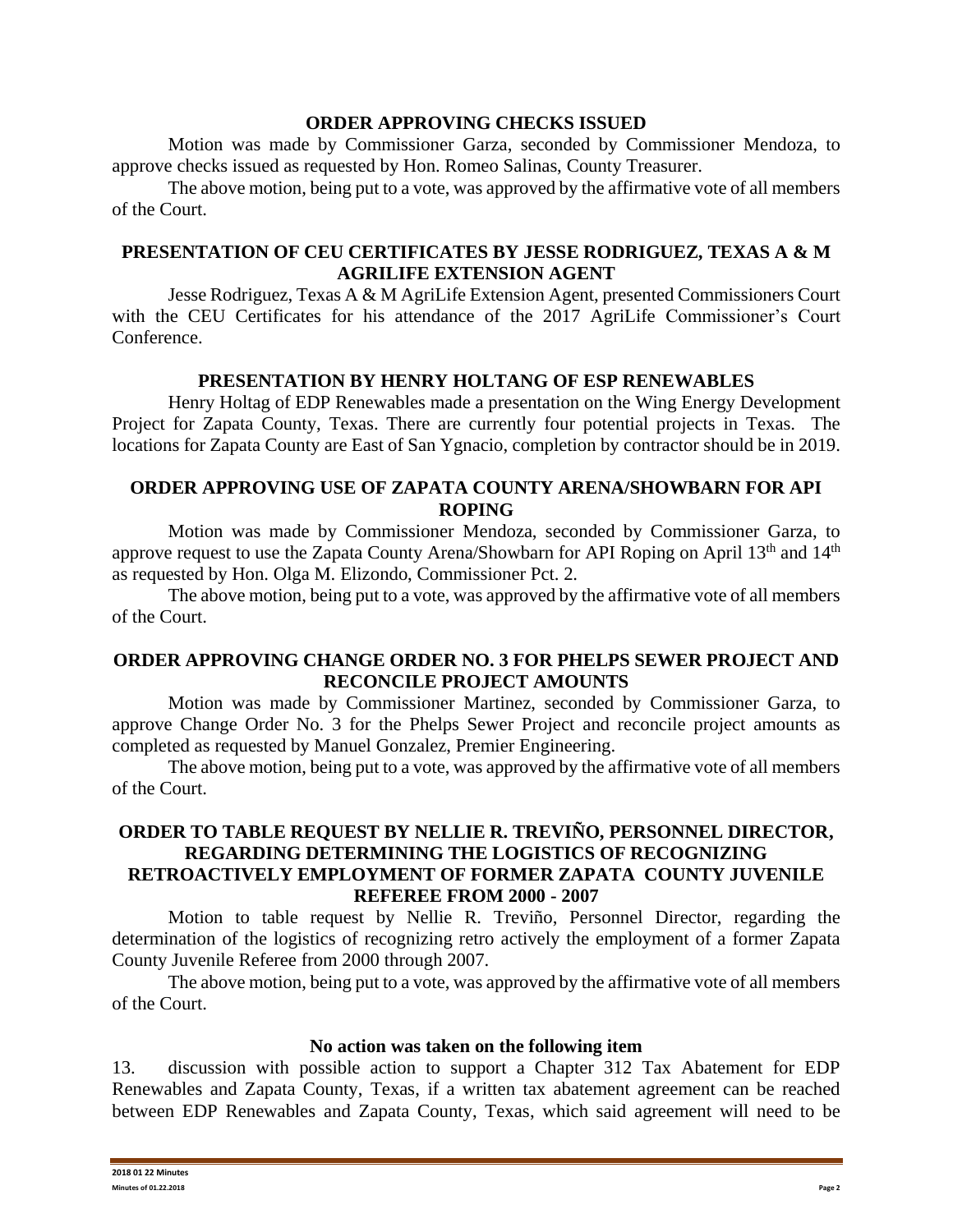**ORDER APPROVING CHECKS ISSUED**

Motion was made by Commissioner Garza, seconded by Commissioner Mendoza, to approve checks issued as requested by Hon. Romeo Salinas, County Treasurer.

The above motion, being put to a vote, was approved by the affirmative vote of all members of the Court.

**PRESENTATION OF CEU CERTIFICATES BY JESSE RODRIGUEZ, TEXAS A & M AGRILIFE EXTENSION AGENT**

Jesse Rodriguez, Texas A & M AgriLife Extension Agent, presented Commissioners Court with the CEU Certificates for his attendance of the 2017 AgriLife Commissioner's Court Conference.

**PRESENTATION BY HENRY HOLTANG OF ESP RENEWABLES**

Henry Holtag of EDP Renewables made a presentation on the Wing Energy Development Project for Zapata County, Texas. There are currently four potential projects in Texas. The locations for Zapata County are East of San Ygnacio, completion by contractor should be in 2019.

**ORDER APPROVING USE OF ZAPATA COUNTY ARENA/SHOWBARN FOR API ROPING**

Motion was made by Commissioner Mendoza, seconded by Commissioner Garza, to approve request to use the Zapata County Arena/Showbarn for API Roping on April 13th and 14th as requested by Hon. Olga M. Elizondo, Commissioner Pct. 2.

The above motion, being put to a vote, was approved by the affirmative vote of all members of the Court.

**ORDER APPROVING CHANGE ORDER NO. 3 FOR PHELPS SEWER PROJECT AND RECONCILE PROJECT AMOUNTS**

Motion was made by Commissioner Martinez, seconded by Commissioner Garza, to approve Change Order No. 3 for the Phelps Sewer Project and reconcile project amounts as completed as requested by Manuel Gonzalez, Premier Engineering.

The above motion, being put to a vote, was approved by the affirmative vote of all members of the Court.

**ORDER TO TABLE REQUEST BY NELLIE R. TREVIÑO, PERSONNEL DIRECTOR, REGARDING DETERMINING THE LOGISTICS OF RECOGNIZING RETROACTIVELY EMPLOYMENT OF FORMER ZAPATA COUNTY JUVENILE REFEREE FROM 2000 - 2007**

Motion to table request by Nellie R. Treviño, Personnel Director, regarding the determination of the logistics of recognizing retro actively the employment of a former Zapata County Juvenile Referee from 2000 through 2007.

The above motion, being put to a vote, was approved by the affirmative vote of all members of the Court.

**No action was taken on the following item**

13. discussion with possible action to support a Chapter 312 Tax Abatement for EDP Renewables and Zapata County, Texas, if a written tax abatement agreement can be reached between EDP Renewables and Zapata County, Texas, which said agreement will need to be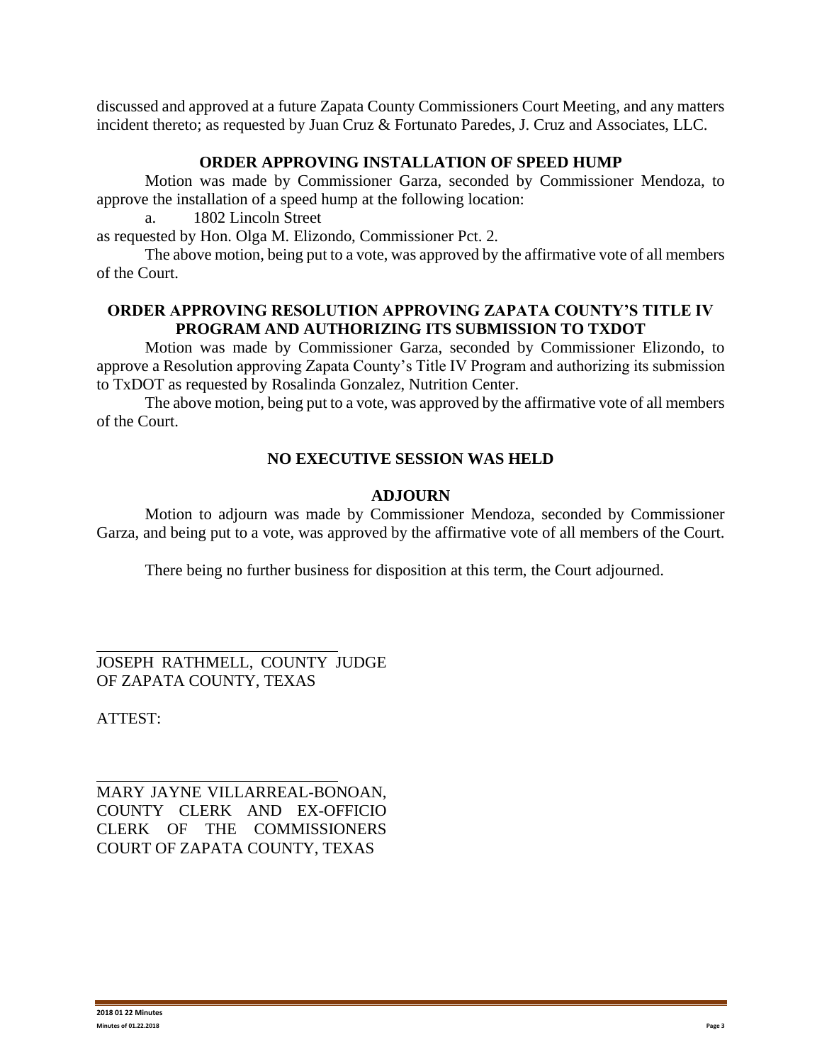discussed and approved at a future Zapata County Commissioners Court Meeting, and any matters incident thereto; as requested by Juan Cruz & Fortunato Paredes, J. Cruz and Associates, LLC.

## ORDER APPROVING INSTALLATION OF SPEED HUMP

Motion was made by Commissioner Garza, seconded by Commissioner Mendoza, to approve the installation of a speed hump at the following location:

a. 1802 Lincoln Street

as requested by Hon. Olga M. Elizondo, Commissioner Pct. 2.

The above motion, being put to a vote, was approved by the affirmative vote of all members of the Court.

## ORDER APPROVING RESOLUTION APPROVING ZAPATA COUNTY'S TITLE IV PROGRAM AND AUTHORIZING ITS SUBMISSION TO TXDOT

Motion was made by Commissioner Garza, seconded by Commissioner Elizondo, to approve a Resolution approving Zapata County's Title IV Program and authorizing its submission to TxDOT as requested by Rosalinda Gonzalez, Nutrition Center.

The above motion, being put to a vote, was approved by the affirmative vote of all members of the Court.

## NO EXECUTIVE SESSION WAS HELD

## ADJOURN

Motion to adjourn was made by Commissioner Mendoza, seconded by Commissioner Garza, and being put to a vote, was approved by the affirmative vote of all members of the Court.

There being no further business for disposition at this term, the Court adjourned.

\_\_\_\_\_\_\_\_\_\_\_\_\_\_\_\_\_\_\_\_\_\_\_\_\_\_\_\_\_\_\_\_

JOSEPH RATHMELL, COUNTY JUDGE
OF ZAPATA COUNTY, TEXAS

ATTEST:

\_\_\_\_\_\_\_\_\_\_\_\_\_\_\_\_\_\_\_\_\_\_\_\_\_\_\_\_\_\_\_\_

MARY JAYNE VILLARREAL-BONOAN,
COUNTY CLERK AND EX-OFFICIO
CLERK OF THE COMMISSIONERS
COURT OF ZAPATA COUNTY, TEXAS